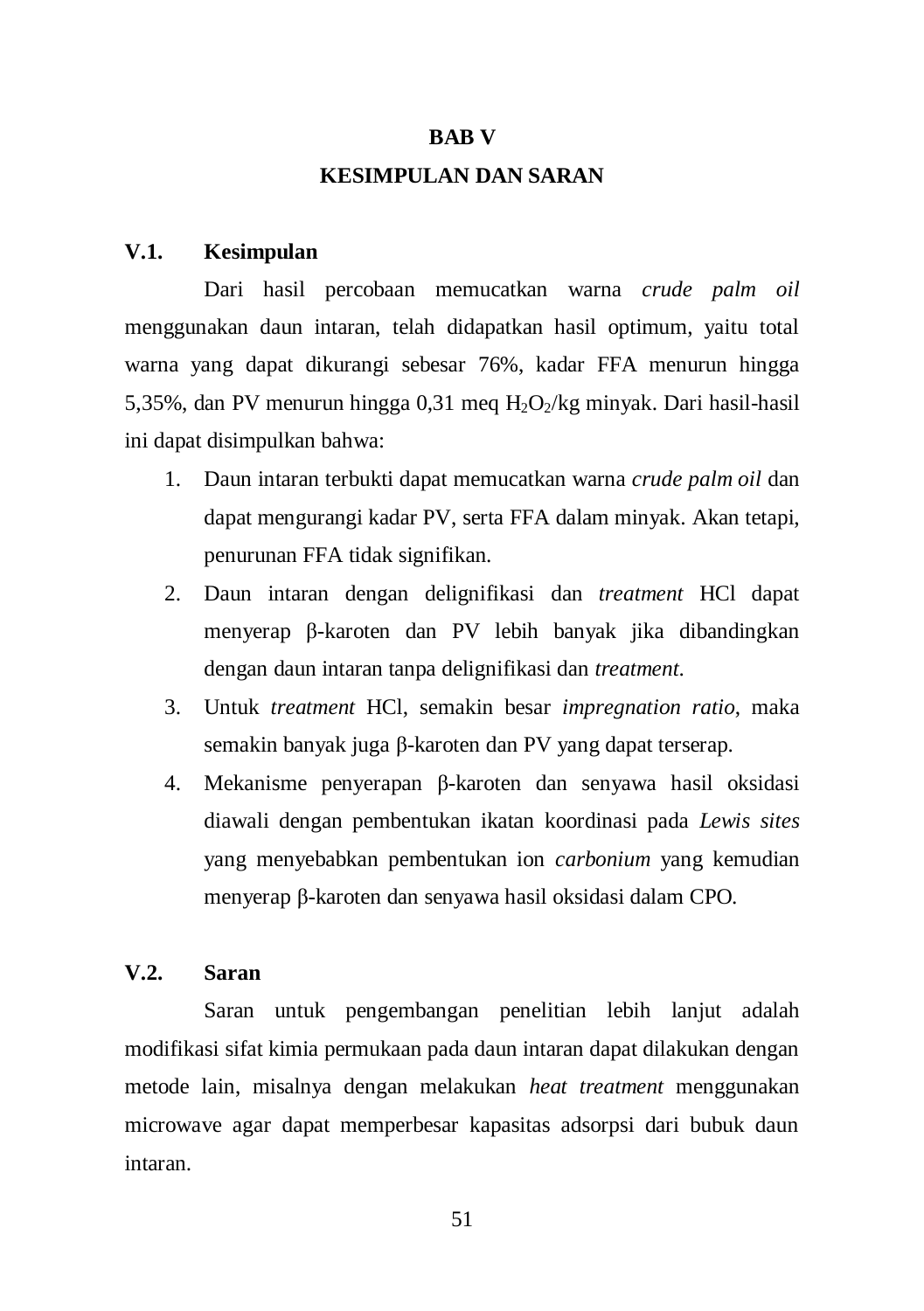# BAB V

# KESIMPULAN DAN SARAN

## V.1. Kesimpulan

Dari hasil percobaan memucatkan warna *crude palm oil* menggunakan daun intaran, telah didapatkan hasil optimum, yaitu total warna yang dapat dikurangi sebesar 76%, kadar FFA menurun hingga 5,35%, dan PV menurun hingga 0,31 meq $H_2O_2$/kg minyak. Dari hasil-hasil ini dapat disimpulkan bahwa:

1. Daun intaran terbukti dapat memucatkan warna *crude palm oil* dan dapat mengurangi kadar PV, serta FFA dalam minyak. Akan tetapi, penurunan FFA tidak signifikan.
2. Daun intaran dengan delignifikasi dan *treatment* HCl dapat menyerap β-karoten dan PV lebih banyak jika dibandingkan dengan daun intaran tanpa delignifikasi dan *treatment*.
3. Untuk *treatment* HCl, semakin besar *impregnation ratio*, maka semakin banyak juga β-karoten dan PV yang dapat terserap.
4. Mekanisme penyerapan β-karoten dan senyawa hasil oksidasi diawali dengan pembentukan ikatan koordinasi pada *Lewis sites* yang menyebabkan pembentukan ion *carbonium* yang kemudian menyerap β-karoten dan senyawa hasil oksidasi dalam CPO.

## V.2. Saran

Saran untuk pengembangan penelitian lebih lanjut adalah modifikasi sifat kimia permukaan pada daun intaran dapat dilakukan dengan metode lain, misalnya dengan melakukan *heat treatment* menggunakan microwave agar dapat memperbesar kapasitas adsorpsi dari bubuk daun intaran.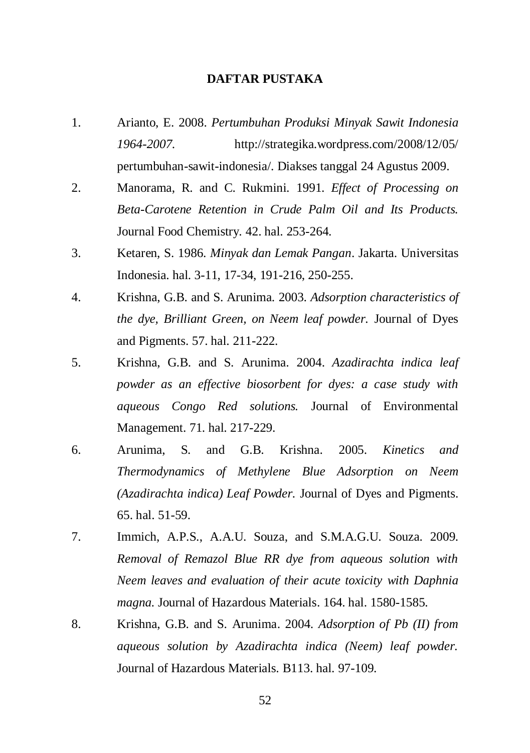## DAFTAR PUSTAKA

1. Arianto, E. 2008. *Pertumbuhan Produksi Minyak Sawit Indonesia 1964-2007*. http://strategika.wordpress.com/2008/12/05/ pertumbuhan-sawit-indonesia/. Diakses tanggal 24 Agustus 2009.
2. Manorama, R. and C. Rukmini. 1991. *Effect of Processing on Beta-Carotene Retention in Crude Palm Oil and Its Products.* Journal Food Chemistry. 42. hal. 253-264.
3. Ketaren, S. 1986. *Minyak dan Lemak Pangan*. Jakarta. Universitas Indonesia. hal. 3-11, 17-34, 191-216, 250-255.
4. Krishna, G.B. and S. Arunima. 2003. *Adsorption characteristics of the dye, Brilliant Green, on Neem leaf powder.* Journal of Dyes and Pigments. 57. hal. 211-222.
5. Krishna, G.B. and S. Arunima. 2004. *Azadirachta indica leaf powder as an effective biosorbent for dyes: a case study with aqueous Congo Red solutions.* Journal of Environmental Management. 71. hal. 217-229.
6. Arunima, S. and G.B. Krishna. 2005. *Kinetics and Thermodynamics of Methylene Blue Adsorption on Neem (Azadirachta indica) Leaf Powder.* Journal of Dyes and Pigments. 65. hal. 51-59.
7. Immich, A.P.S., A.A.U. Souza, and S.M.A.G.U. Souza. 2009. *Removal of Remazol Blue RR dye from aqueous solution with Neem leaves and evaluation of their acute toxicity with Daphnia magna.* Journal of Hazardous Materials. 164. hal. 1580-1585.
8. Krishna, G.B. and S. Arunima. 2004. *Adsorption of Pb (II) from aqueous solution by Azadirachta indica (Neem) leaf powder.* Journal of Hazardous Materials. B113. hal. 97-109.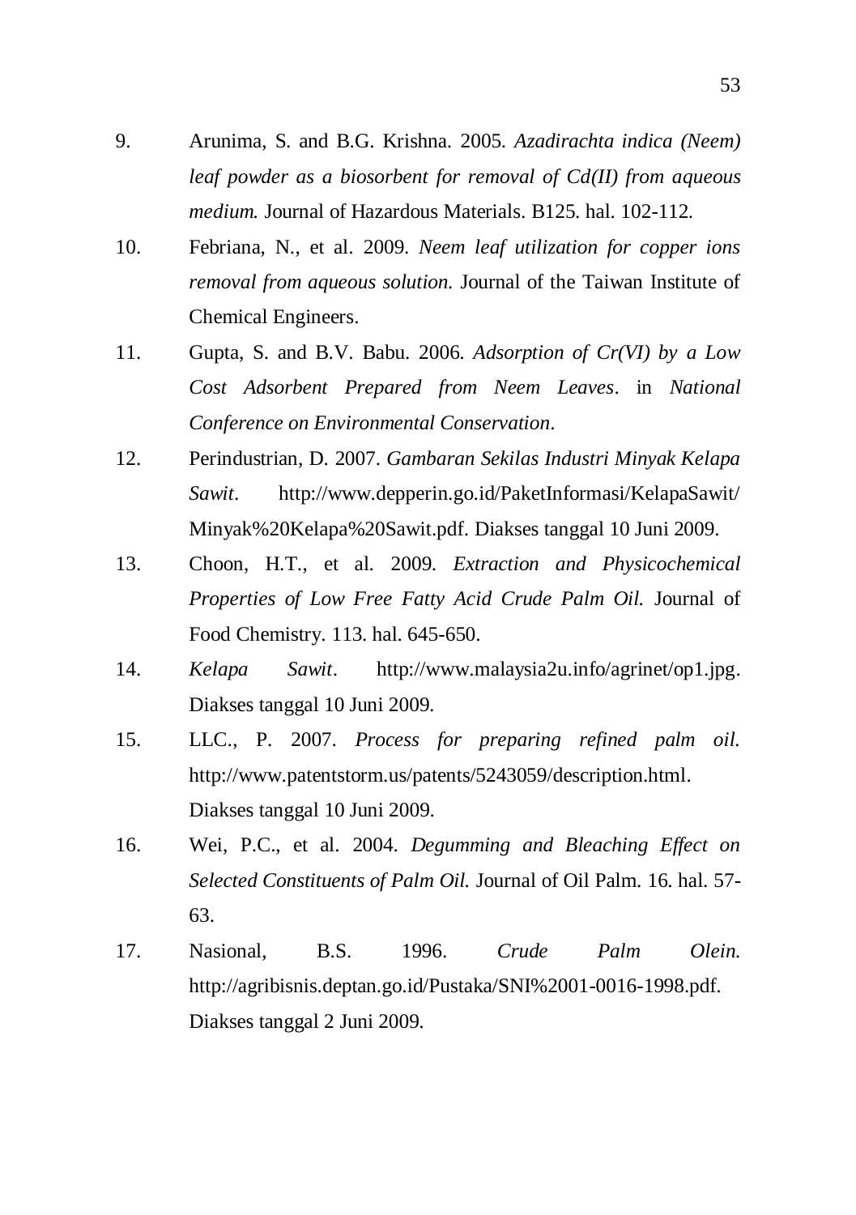9. Arunima, S. and B.G. Krishna. 2005. *Azadirachta indica (Neem) leaf powder as a biosorbent for removal of Cd(II) from aqueous medium.* Journal of Hazardous Materials. B125. hal. 102-112.
10. Febriana, N., et al. 2009. *Neem leaf utilization for copper ions removal from aqueous solution.* Journal of the Taiwan Institute of Chemical Engineers.
11. Gupta, S. and B.V. Babu. 2006. *Adsorption of Cr(VI) by a Low Cost Adsorbent Prepared from Neem Leaves*. in *National Conference on Environmental Conservation*.
12. Perindustrian, D. 2007. *Gambaran Sekilas Industri Minyak Kelapa Sawit*. http://www.depperin.go.id/PaketInformasi/KelapaSawit/Minyak%20Kelapa%20Sawit.pdf. Diakses tanggal 10 Juni 2009.
13. Choon, H.T., et al. 2009. *Extraction and Physicochemical Properties of Low Free Fatty Acid Crude Palm Oil.* Journal of Food Chemistry. 113. hal. 645-650.
14. *Kelapa Sawit*. http://www.malaysia2u.info/agrinet/op1.jpg. Diakses tanggal 10 Juni 2009.
15. LLC., P. 2007. *Process for preparing refined palm oil.* http://www.patentstorm.us/patents/5243059/description.html. Diakses tanggal 10 Juni 2009.
16. Wei, P.C., et al. 2004. *Degumming and Bleaching Effect on Selected Constituents of Palm Oil.* Journal of Oil Palm. 16. hal. 57-63.
17. Nasional, B.S. 1996. *Crude Palm Olein.* http://agribisnis.deptan.go.id/Pustaka/SNI%2001-0016-1998.pdf. Diakses tanggal 2 Juni 2009.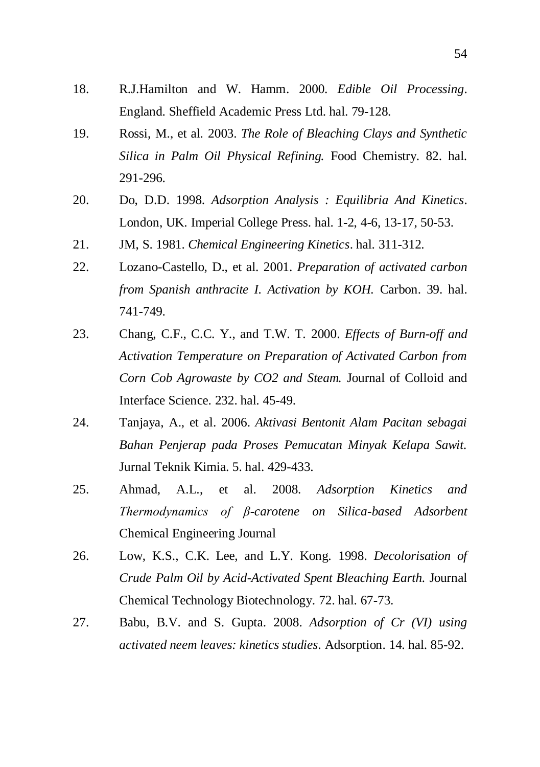18. R.J.Hamilton and W. Hamm. 2000. *Edible Oil Processing*. England. Sheffield Academic Press Ltd. hal. 79-128.
19. Rossi, M., et al. 2003. *The Role of Bleaching Clays and Synthetic Silica in Palm Oil Physical Refining.* Food Chemistry. 82. hal. 291-296.
20. Do, D.D. 1998. *Adsorption Analysis : Equilibria And Kinetics*. London, UK. Imperial College Press. hal. 1-2, 4-6, 13-17, 50-53.
21. JM, S. 1981. *Chemical Engineering Kinetics*. hal. 311-312.
22. Lozano-Castello, D., et al. 2001. *Preparation of activated carbon from Spanish anthracite I. Activation by KOH.* Carbon. 39. hal. 741-749.
23. Chang, C.F., C.C. Y., and T.W. T. 2000. *Effects of Burn-off and Activation Temperature on Preparation of Activated Carbon from Corn Cob Agrowaste by CO2 and Steam.* Journal of Colloid and Interface Science. 232. hal. 45-49.
24. Tanjaya, A., et al. 2006. *Aktivasi Bentonit Alam Pacitan sebagai Bahan Penjerap pada Proses Pemucatan Minyak Kelapa Sawit.* Jurnal Teknik Kimia. 5. hal. 429-433.
25. Ahmad, A.L., et al. 2008. *Adsorption Kinetics and Thermodynamics of β-carotene on Silica-based Adsorbent* Chemical Engineering Journal
26. Low, K.S., C.K. Lee, and L.Y. Kong. 1998. *Decolorisation of Crude Palm Oil by Acid-Activated Spent Bleaching Earth.* Journal Chemical Technology Biotechnology. 72. hal. 67-73.
27. Babu, B.V. and S. Gupta. 2008. *Adsorption of Cr (VI) using activated neem leaves: kinetics studies*. Adsorption. 14. hal. 85-92.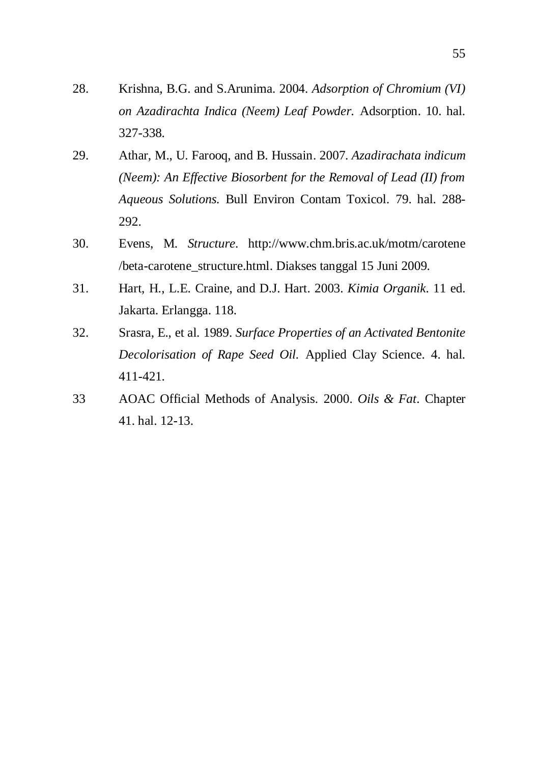28. Krishna, B.G. and S.Arunima. 2004. *Adsorption of Chromium (VI) on Azadirachta Indica (Neem) Leaf Powder.* Adsorption. 10. hal. 327-338.

29. Athar, M., U. Farooq, and B. Hussain. 2007. *Azadirachata indicum (Neem): An Effective Biosorbent for the Removal of Lead (II) from Aqueous Solutions.* Bull Environ Contam Toxicol. 79. hal. 288-292.

30. Evens, M. *Structure*. http://www.chm.bris.ac.uk/motm/carotene/beta-carotene_structure.html. Diakses tanggal 15 Juni 2009.

31. Hart, H., L.E. Craine, and D.J. Hart. 2003. *Kimia Organik*. 11 ed. Jakarta. Erlangga. 118.

32. Srasra, E., et al. 1989. *Surface Properties of an Activated Bentonite Decolorisation of Rape Seed Oil.* Applied Clay Science. 4. hal. 411-421.

33 AOAC Official Methods of Analysis. 2000. *Oils & Fat*. Chapter 41. hal. 12-13.